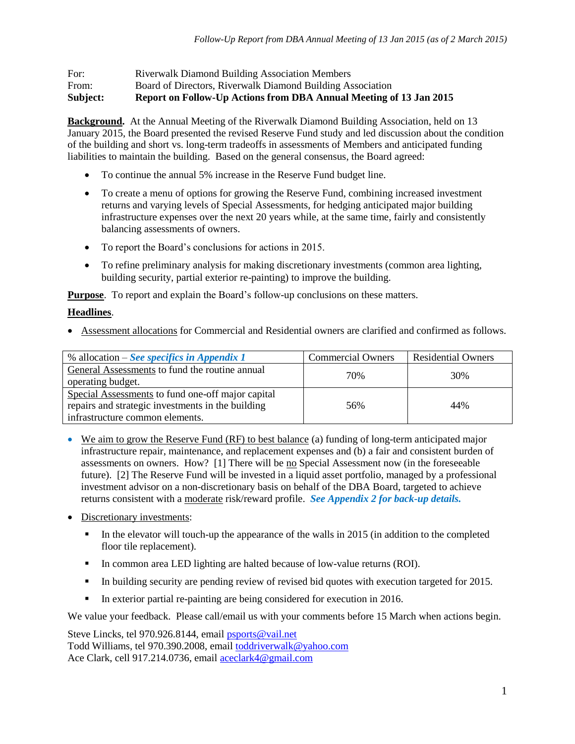*Follow-Up Report from DBA Annual Meeting of 13 Jan 2015 (as of 2 March 2015)*

For: Riverwalk Diamond Building Association Members
From: Board of Directors, Riverwalk Diamond Building Association
**Subject: Report on Follow-Up Actions from DBA Annual Meeting of 13 Jan 2015**

**Background.** At the Annual Meeting of the Riverwalk Diamond Building Association, held on 13 January 2015, the Board presented the revised Reserve Fund study and led discussion about the condition of the building and short vs. long-term tradeoffs in assessments of Members and anticipated funding liabilities to maintain the building. Based on the general consensus, the Board agreed:

- To continue the annual 5% increase in the Reserve Fund budget line.
- To create a menu of options for growing the Reserve Fund, combining increased investment returns and varying levels of Special Assessments, for hedging anticipated major building infrastructure expenses over the next 20 years while, at the same time, fairly and consistently balancing assessments of owners.
- To report the Board's conclusions for actions in 2015.
- To refine preliminary analysis for making discretionary investments (common area lighting, building security, partial exterior re-painting) to improve the building.

**Purpose**. To report and explain the Board's follow-up conclusions on these matters.

**Headlines**.

- Assessment allocations for Commercial and Residential owners are clarified and confirmed as follows.

| % allocation – ***See specifics in Appendix 1*** | Commercial Owners | Residential Owners |
|---|---|---|
| General Assessments to fund the routine annual operating budget. | 70% | 30% |
| Special Assessments to fund one-off major capital repairs and strategic investments in the building infrastructure common elements. | 56% | 44% |

- We aim to grow the Reserve Fund (RF) to best balance (a) funding of long-term anticipated major infrastructure repair, maintenance, and replacement expenses and (b) a fair and consistent burden of assessments on owners. How? [1] There will be no Special Assessment now (in the foreseeable future). [2] The Reserve Fund will be invested in a liquid asset portfolio, managed by a professional investment advisor on a non-discretionary basis on behalf of the DBA Board, targeted to achieve returns consistent with a moderate risk/reward profile. ***See Appendix 2 for back-up details.***

- Discretionary investments:
  - In the elevator will touch-up the appearance of the walls in 2015 (in addition to the completed floor tile replacement).
  - In common area LED lighting are halted because of low-value returns (ROI).
  - In building security are pending review of revised bid quotes with execution targeted for 2015.
  - In exterior partial re-painting are being considered for execution in 2016.

We value your feedback. Please call/email us with your comments before 15 March when actions begin.

Steve Lincks, tel 970.926.8144, email psports@vail.net
Todd Williams, tel 970.390.2008, email toddriverwalk@yahoo.com
Ace Clark, cell 917.214.0736, email aceclark4@gmail.com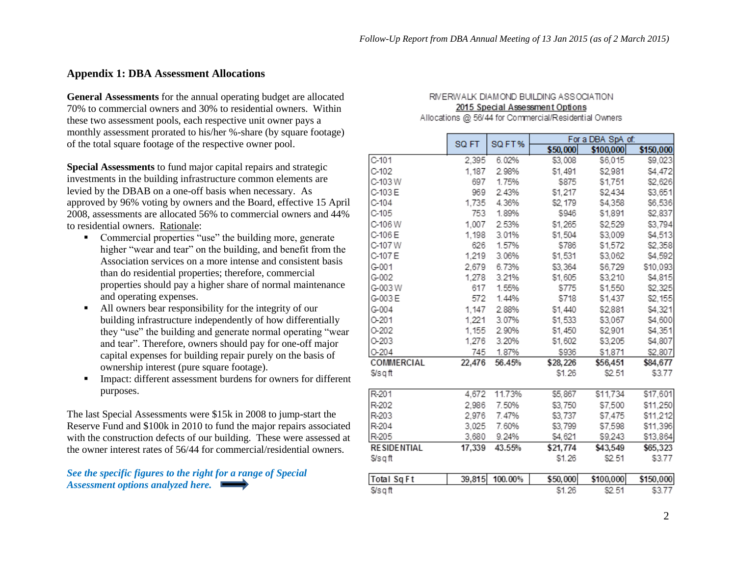## Appendix 1: DBA Assessment Allocations

**General Assessments** for the annual operating budget are allocated 70% to commercial owners and 30% to residential owners. Within these two assessment pools, each respective unit owner pays a monthly assessment prorated to his/her %-share (by square footage) of the total square footage of the respective owner pool.

**Special Assessments** to fund major capital repairs and strategic investments in the building infrastructure common elements are levied by the DBAB on a one-off basis when necessary. As approved by 96% voting by owners and the Board, effective 15 April 2008, assessments are allocated 56% to commercial owners and 44% to residential owners. Rationale:

- Commercial properties "use" the building more, generate higher "wear and tear" on the building, and benefit from the Association services on a more intense and consistent basis than do residential properties; therefore, commercial properties should pay a higher share of normal maintenance and operating expenses.
- All owners bear responsibility for the integrity of our building infrastructure independently of how differentially they "use" the building and generate normal operating "wear and tear". Therefore, owners should pay for one-off major capital expenses for building repair purely on the basis of ownership interest (pure square footage).
- Impact: different assessment burdens for owners for different purposes.

The last Special Assessments were $15k in 2008 to jump-start the Reserve Fund and $100k in 2010 to fund the major repairs associated with the construction defects of our building. These were assessed at the owner interest rates of 56/44 for commercial/residential owners.

***See the specific figures to the right for a range of Special Assessment options analyzed here.***

RIVERWALK DIAMOND BUILDING ASSOCIATION

2015 Special Assessment Options

Allocations @ 56/44 for Commercial/Residential Owners

| | SQ FT | SQ FT% | For a DBA SpA of: | | |
|---|---|---|---|---|---|
| | | | **$50,000** | **$100,000** | **$150,000** |
| C-101 | 2,395 | 6.02% | $3,008 | $6,015 | $9,023 |
| C-102 | 1,187 | 2.98% | $1,491 | $2,981 | $4,472 |
| C-103 W | 697 | 1.75% | $875 | $1,751 | $2,626 |
| C-103 E | 969 | 2.43% | $1,217 | $2,434 | $3,651 |
| C-104 | 1,735 | 4.36% | $2,179 | $4,358 | $6,536 |
| C-105 | 753 | 1.89% | $946 | $1,891 | $2,837 |
| C-106 W | 1,007 | 2.53% | $1,265 | $2,529 | $3,794 |
| C-106 E | 1,198 | 3.01% | $1,504 | $3,009 | $4,513 |
| C-107 W | 626 | 1.57% | $786 | $1,572 | $2,358 |
| C-107 E | 1,219 | 3.06% | $1,531 | $3,062 | $4,592 |
| G-001 | 2,679 | 6.73% | $3,364 | $6,729 | $10,093 |
| G-002 | 1,278 | 3.21% | $1,605 | $3,210 | $4,815 |
| G-003 W | 617 | 1.55% | $775 | $1,550 | $2,325 |
| G-003 E | 572 | 1.44% | $718 | $1,437 | $2,155 |
| G-004 | 1,147 | 2.88% | $1,440 | $2,881 | $4,321 |
| O-201 | 1,221 | 3.07% | $1,533 | $3,067 | $4,600 |
| O-202 | 1,155 | 2.90% | $1,450 | $2,901 | $4,351 |
| O-203 | 1,276 | 3.20% | $1,602 | $3,205 | $4,807 |
| O-204 | 745 | 1.87% | $936 | $1,871 | $2,807 |
| **COMMERCIAL** | **22,476** | **56.45%** | **$28,226** | **$56,451** | **$84,677** |
| $/sq ft | | | $1.26 | $2.51 | $3.77 |
| | | | | | |
| R-201 | 4,672 | 11.73% | $5,867 | $11,734 | $17,601 |
| R-202 | 2,986 | 7.50% | $3,750 | $7,500 | $11,250 |
| R-203 | 2,976 | 7.47% | $3,737 | $7,475 | $11,212 |
| R-204 | 3,025 | 7.60% | $3,799 | $7,598 | $11,396 |
| R-205 | 3,680 | 9.24% | $4,621 | $9,243 | $13,864 |
| **RESIDENTIAL** | **17,339** | **43.55%** | **$21,774** | **$43,549** | **$65,323** |
| $/sq ft | | | $1.26 | $2.51 | $3.77 |
| | | | | | |
| Total Sq Ft | 39,815 | 100.00% | $50,000 | $100,000 | $150,000 |
| $/sq ft | | | $1.26 | $2.51 | $3.77 |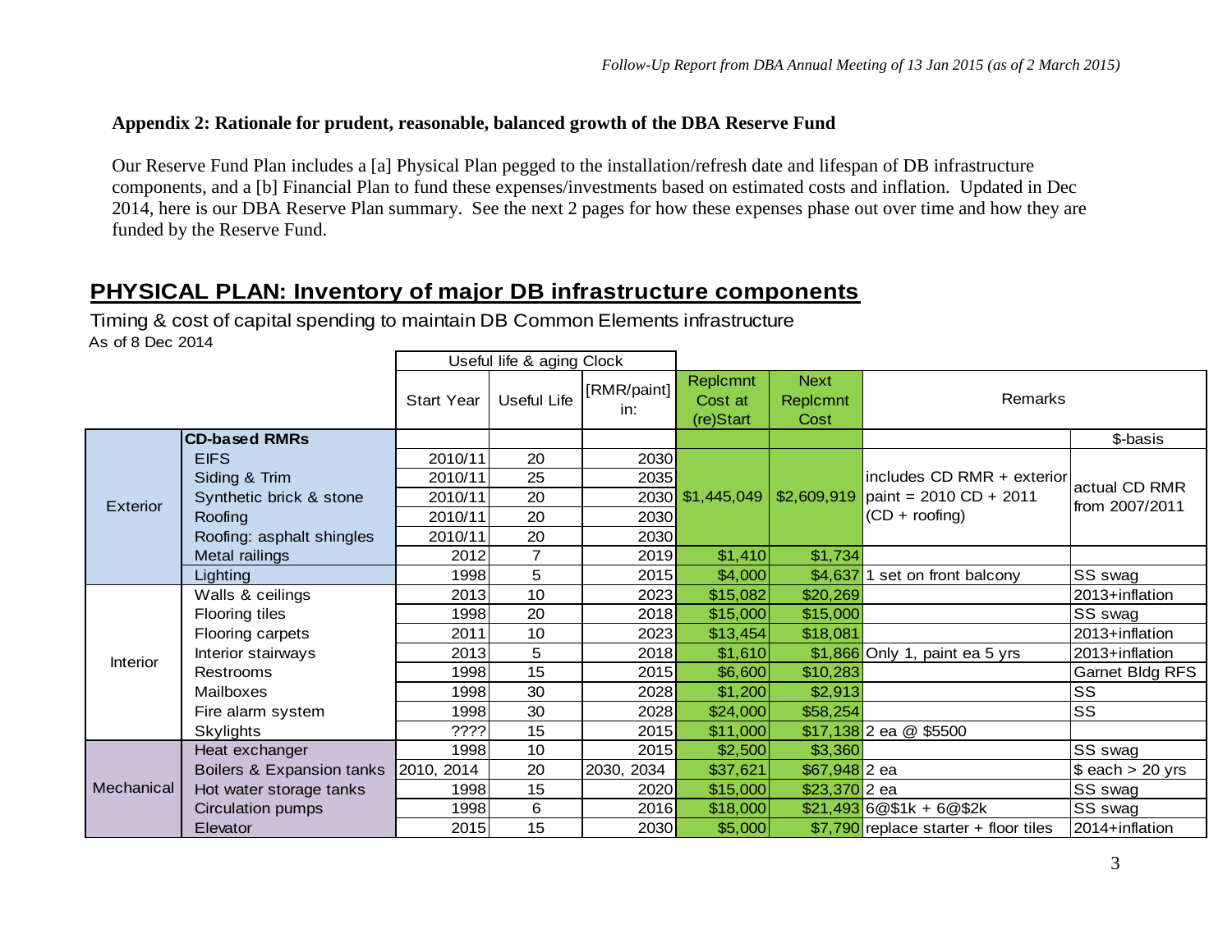## Appendix 2: Rationale for prudent, reasonable, balanced growth of the DBA Reserve Fund

Our Reserve Fund Plan includes a [a] Physical Plan pegged to the installation/refresh date and lifespan of DB infrastructure components, and a [b] Financial Plan to fund these expenses/investments based on estimated costs and inflation. Updated in Dec 2014, here is our DBA Reserve Plan summary. See the next 2 pages for how these expenses phase out over time and how they are funded by the Reserve Fund.

# PHYSICAL PLAN: Inventory of major DB infrastructure components

Timing & cost of capital spending to maintain DB Common Elements infrastructure

As of 8 Dec 2014

| | | Useful life & aging Clock | | | | | | |
|---|---|---|---|---|---|---|---|---|
| | | Start Year | Useful Life | [RMR/paint] in: | Replcmnt Cost at (re)Start | Next Replcmnt Cost | Remarks | |
| | **CD-based RMRs** | | | | | | | $-basis |
| Exterior | EIFS | 2010/11 | 20 | 2030 | $1,445,049 | $2,609,919 | includes CD RMR + exterior paint = 2010 CD + 2011 (CD + roofing) | actual CD RMR from 2007/2011 |
| Exterior | Siding & Trim | 2010/11 | 25 | 2035 | | | | |
| Exterior | Synthetic brick & stone | 2010/11 | 20 | 2030 | | | | |
| Exterior | Roofing | 2010/11 | 20 | 2030 | | | | |
| Exterior | Roofing: asphalt shingles | 2010/11 | 20 | 2030 | | | | |
| Exterior | Metal railings | 2012 | 7 | 2019 | $1,410 | $1,734 | | |
| Exterior | Lighting | 1998 | 5 | 2015 | $4,000 | $4,637 | 1 set on front balcony | SS swag |
| Interior | Walls & ceilings | 2013 | 10 | 2023 | $15,082 | $20,269 | | 2013+inflation |
| Interior | Flooring tiles | 1998 | 20 | 2018 | $15,000 | $15,000 | | SS swag |
| Interior | Flooring carpets | 2011 | 10 | 2023 | $13,454 | $18,081 | | 2013+inflation |
| Interior | Interior stairways | 2013 | 5 | 2018 | $1,610 | $1,866 | Only 1, paint ea 5 yrs | 2013+inflation |
| Interior | Restrooms | 1998 | 15 | 2015 | $6,600 | $10,283 | | Garnet Bldg RFS |
| Interior | Mailboxes | 1998 | 30 | 2028 | $1,200 | $2,913 | | SS |
| Interior | Fire alarm system | 1998 | 30 | 2028 | $24,000 | $58,254 | | SS |
| Interior | Skylights | ???? | 15 | 2015 | $11,000 | $17,138 | 2 ea @ $5500 | |
| Mechanical | Heat exchanger | 1998 | 10 | 2015 | $2,500 | $3,360 | | SS swag |
| Mechanical | Boilers & Expansion tanks | 2010, 2014 | 20 | 2030, 2034 | $37,621 | $67,948 | 2 ea | $ each > 20 yrs |
| Mechanical | Hot water storage tanks | 1998 | 15 | 2020 | $15,000 | $23,370 | 2 ea | SS swag |
| Mechanical | Circulation pumps | 1998 | 6 | 2016 | $18,000 | $21,493 | 6@$1k + 6@$2k | SS swag |
| Mechanical | Elevator | 2015 | 15 | 2030 | $5,000 | $7,790 | replace starter + floor tiles | 2014+inflation |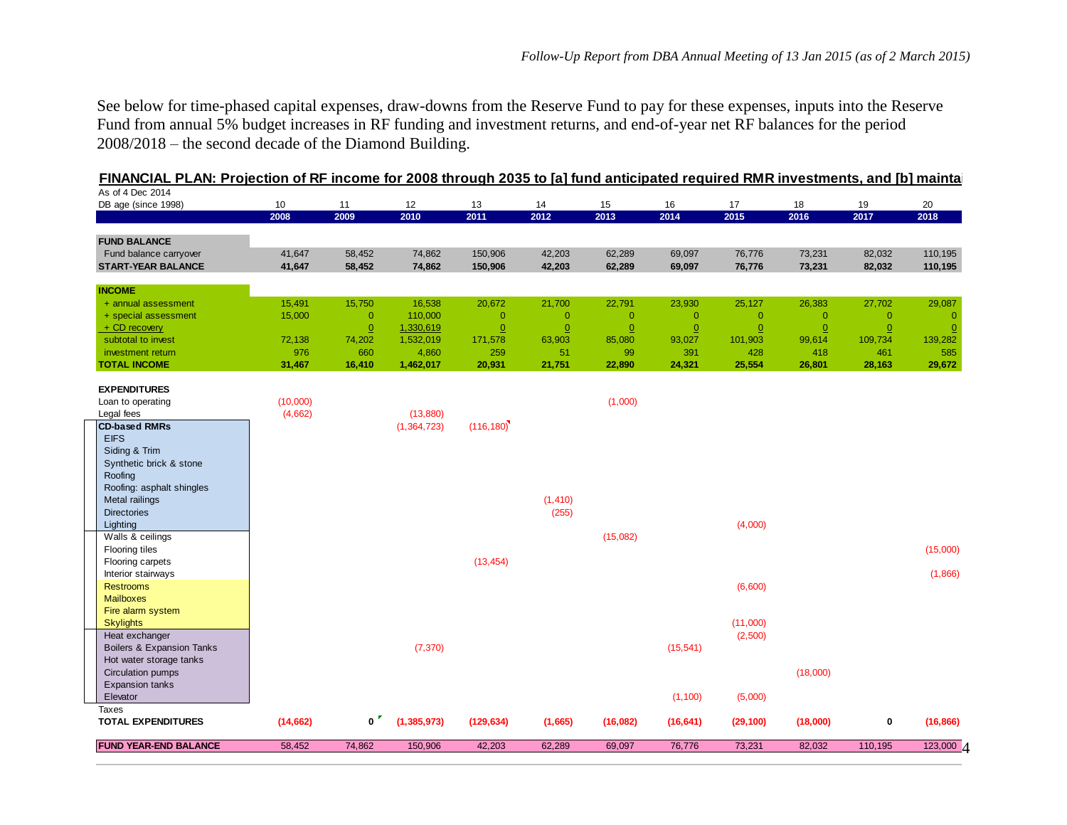See below for time-phased capital expenses, draw-downs from the Reserve Fund to pay for these expenses, inputs into the Reserve Fund from annual 5% budget increases in RF funding and investment returns, and end-of-year net RF balances for the period 2008/2018 – the second decade of the Diamond Building.

**FINANCIAL PLAN: Projection of RF income for 2008 through 2035 to [a] fund anticipated required RMR investments, and [b] maintai**

| As of 4 Dec 2014 | | | | | | | | | | | |
|---|---|---|---|---|---|---|---|---|---|---|---|
| DB age (since 1998) | 10 | 11 | 12 | 13 | 14 | 15 | 16 | 17 | 18 | 19 | 20 |
| | **2008** | **2009** | **2010** | **2011** | **2012** | **2013** | **2014** | **2015** | **2016** | **2017** | **2018** |
| **FUND BALANCE** | | | | | | | | | | | |
| Fund balance carryover | 41,647 | 58,452 | 74,862 | 150,906 | 42,203 | 62,289 | 69,097 | 76,776 | 73,231 | 82,032 | 110,195 |
| **START-YEAR BALANCE** | **41,647** | **58,452** | **74,862** | **150,906** | **42,203** | **62,289** | **69,097** | **76,776** | **73,231** | **82,032** | **110,195** |
| **INCOME** | | | | | | | | | | | |
| + annual assessment | 15,491 | 15,750 | 16,538 | 20,672 | 21,700 | 22,791 | 23,930 | 25,127 | 26,383 | 27,702 | 29,087 |
| + special assessment | 15,000 | 0 | 110,000 | 0 | 0 | 0 | 0 | 0 | 0 | 0 | 0 |
| + CD recovery | | 0 | 1,330,619 | 0 | 0 | 0 | 0 | 0 | 0 | 0 | 0 |
| subtotal to invest | 72,138 | 74,202 | 1,532,019 | 171,578 | 63,903 | 85,080 | 93,027 | 101,903 | 99,614 | 109,734 | 139,282 |
| investment return | 976 | 660 | 4,860 | 259 | 51 | 99 | 391 | 428 | 418 | 461 | 585 |
| **TOTAL INCOME** | **31,467** | **16,410** | **1,462,017** | **20,931** | **21,751** | **22,890** | **24,321** | **25,554** | **26,801** | **28,163** | **29,672** |
| **EXPENDITURES** | | | | | | | | | | | |
| Loan to operating | (10,000) | | | | | (1,000) | | | | | |
| Legal fees | (4,662) | | (13,880) | | | | | | | | |
| **CD-based RMRs** | | | (1,364,723) | (116,180) | | | | | | | |
| EIFS | | | | | | | | | | | |
| Siding & Trim | | | | | | | | | | | |
| Synthetic brick & stone | | | | | | | | | | | |
| Roofing | | | | | | | | | | | |
| Roofing: asphalt shingles | | | | | | | | | | | |
| Metal railings | | | | | (1,410) | | | | | | |
| Directories | | | | | (255) | | | | | | |
| Lighting | | | | | | | | (4,000) | | | |
| Walls & ceilings | | | | | | (15,082) | | | | | |
| Flooring tiles | | | | | | | | | | | (15,000) |
| Flooring carpets | | | | (13,454) | | | | | | | |
| Interior stairways | | | | | | | | | | | (1,866) |
| Restrooms | | | | | | | | (6,600) | | | |
| Mailboxes | | | | | | | | | | | |
| Fire alarm system | | | | | | | | | | | |
| Skylights | | | | | | | | (11,000) | | | |
| Heat exchanger | | | | | | | | (2,500) | | | |
| Boilers & Expansion Tanks | | | (7,370) | | | | (15,541) | | | | |
| Hot water storage tanks | | | | | | | | | | | |
| Circulation pumps | | | | | | | | | (18,000) | | |
| Expansion tanks | | | | | | | | | | | |
| Elevator | | | | | | | (1,100) | (5,000) | | | |
| Taxes | | | | | | | | | | | |
| **TOTAL EXPENDITURES** | **(14,662)** | **0** | **(1,385,973)** | **(129,634)** | **(1,665)** | **(16,082)** | **(16,641)** | **(29,100)** | **(18,000)** | **0** | **(16,866)** |
| **FUND YEAR-END BALANCE** | 58,452 | 74,862 | 150,906 | 42,203 | 62,289 | 69,097 | 76,776 | 73,231 | 82,032 | 110,195 | 123,000 |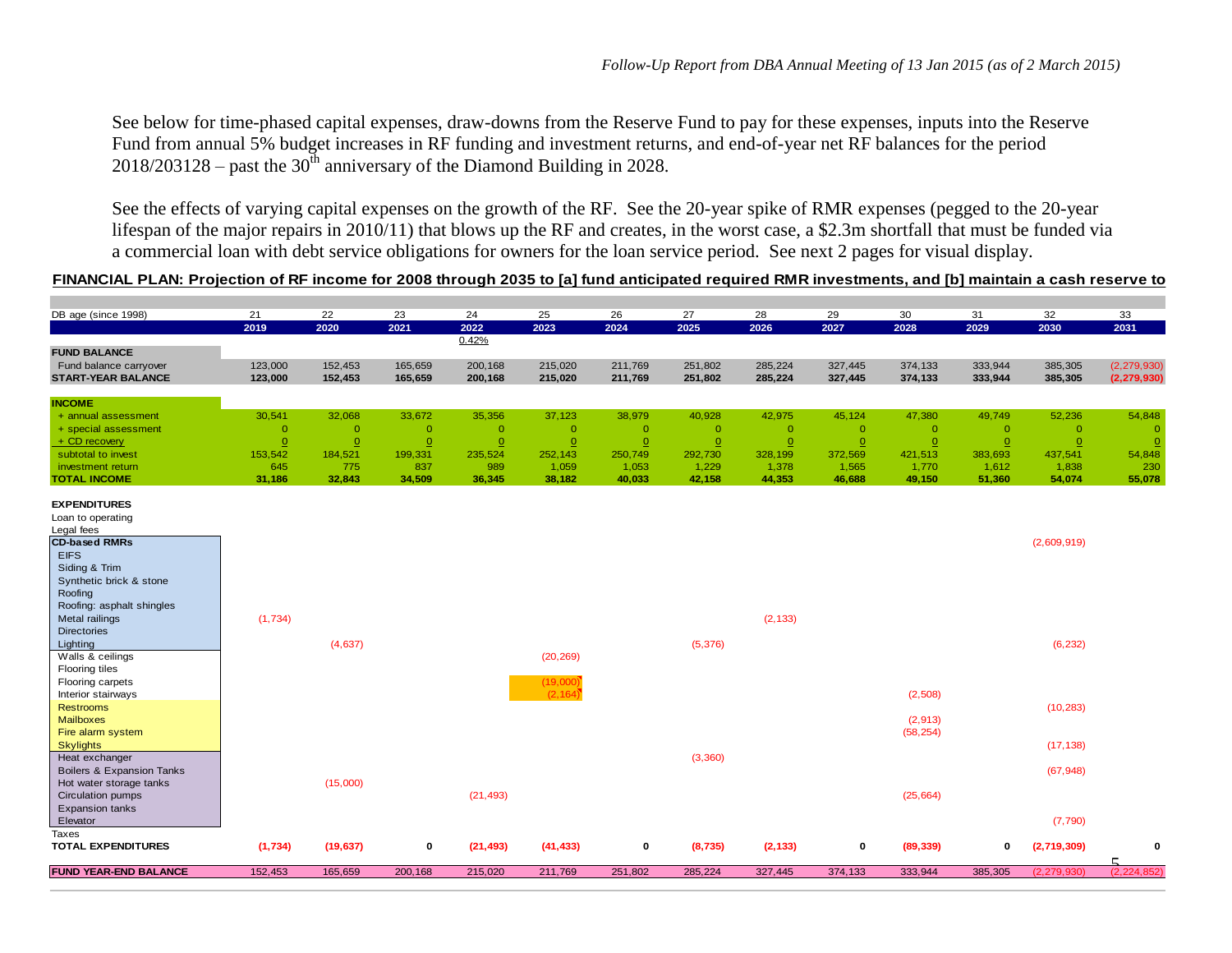*Follow-Up Report from DBA Annual Meeting of 13 Jan 2015 (as of 2 March 2015)*

See below for time-phased capital expenses, draw-downs from the Reserve Fund to pay for these expenses, inputs into the Reserve Fund from annual 5% budget increases in RF funding and investment returns, and end-of-year net RF balances for the period 2018/203128 – past the 30th anniversary of the Diamond Building in 2028.

See the effects of varying capital expenses on the growth of the RF. See the 20-year spike of RMR expenses (pegged to the 20-year lifespan of the major repairs in 2010/11) that blows up the RF and creates, in the worst case, a \$2.3m shortfall that must be funded via a commercial loan with debt service obligations for owners for the loan service period. See next 2 pages for visual display.

**FINANCIAL PLAN: Projection of RF income for 2008 through 2035 to [a] fund anticipated required RMR investments, and [b] maintain a cash reserve to**

| DB age (since 1998) | 21 | 22 | 23 | 24 | 25 | 26 | 27 | 28 | 29 | 30 | 31 | 32 | 33 |
|---|---|---|---|---|---|---|---|---|---|---|---|---|---|
| | **2019** | **2020** | **2021** | **2022** | **2023** | **2024** | **2025** | **2026** | **2027** | **2028** | **2029** | **2030** | **2031** |
| | | | | 0.42% | | | | | | | | | |
| **FUND BALANCE** | | | | | | | | | | | | | |
| Fund balance carryover | 123,000 | 152,453 | 165,659 | 200,168 | 215,020 | 211,769 | 251,802 | 285,224 | 327,445 | 374,133 | 333,944 | 385,305 | (2,279,930) |
| **START-YEAR BALANCE** | **123,000** | **152,453** | **165,659** | **200,168** | **215,020** | **211,769** | **251,802** | **285,224** | **327,445** | **374,133** | **333,944** | **385,305** | **(2,279,930)** |
| **INCOME** | | | | | | | | | | | | | |
| + annual assessment | 30,541 | 32,068 | 33,672 | 35,356 | 37,123 | 38,979 | 40,928 | 42,975 | 45,124 | 47,380 | 49,749 | 52,236 | 54,848 |
| + special assessment | 0 | 0 | 0 | 0 | 0 | 0 | 0 | 0 | 0 | 0 | 0 | 0 | 0 |
| + CD recovery | 0 | 0 | 0 | 0 | 0 | 0 | 0 | 0 | 0 | 0 | 0 | 0 | 0 |
| subtotal to invest | 153,542 | 184,521 | 199,331 | 235,524 | 252,143 | 250,749 | 292,730 | 328,199 | 372,569 | 421,513 | 383,693 | 437,541 | 54,848 |
| investment return | 645 | 775 | 837 | 989 | 1,059 | 1,053 | 1,229 | 1,378 | 1,565 | 1,770 | 1,612 | 1,838 | 230 |
| **TOTAL INCOME** | **31,186** | **32,843** | **34,509** | **36,345** | **38,182** | **40,033** | **42,158** | **44,353** | **46,688** | **49,150** | **51,360** | **54,074** | **55,078** |
| **EXPENDITURES** | | | | | | | | | | | | | |
| Loan to operating | | | | | | | | | | | | | |
| Legal fees | | | | | | | | | | | | | |
| **CD-based RMRs** | | | | | | | | | | | | (2,609,919) | |
| EIFS | | | | | | | | | | | | | |
| Siding & Trim | | | | | | | | | | | | | |
| Synthetic brick & stone | | | | | | | | | | | | | |
| Roofing | | | | | | | | | | | | | |
| Roofing: asphalt shingles | | | | | | | | | | | | | |
| Metal railings | (1,734) | | | | | | | (2,133) | | | | | |
| Directories | | | | | | | | | | | | | |
| Lighting | | (4,637) | | | | | (5,376) | | | | | (6,232) | |
| Walls & ceilings | | | | | (20,269) | | | | | | | | |
| Flooring tiles | | | | | | | | | | | | | |
| Flooring carpets | | | | | (19,000) | | | | | | | | |
| Interior stairways | | | | | (2,164) | | | | | (2,508) | | | |
| Restrooms | | | | | | | | | | | | (10,283) | |
| Mailboxes | | | | | | | | | | (2,913) | | | |
| Fire alarm system | | | | | | | | | | (58,254) | | | |
| Skylights | | | | | | | | | | | | (17,138) | |
| Heat exchanger | | | | | | | (3,360) | | | | | | |
| Boilers & Expansion Tanks | | | | | | | | | | | | (67,948) | |
| Hot water storage tanks | | (15,000) | | | | | | | | | | | |
| Circulation pumps | | | | (21,493) | | | | | | (25,664) | | | |
| Expansion tanks | | | | | | | | | | | | | |
| Elevator | | | | | | | | | | | | (7,790) | |
| Taxes | | | | | | | | | | | | | |
| **TOTAL EXPENDITURES** | **(1,734)** | **(19,637)** | **0** | **(21,493)** | **(41,433)** | **0** | **(8,735)** | **(2,133)** | **0** | **(89,339)** | **0** | **(2,719,309)** | **0** |
| **FUND YEAR-END BALANCE** | 152,453 | 165,659 | 200,168 | 215,020 | 211,769 | 251,802 | 285,224 | 327,445 | 374,133 | 333,944 | 385,305 | (2,279,930) | (2,224,852) |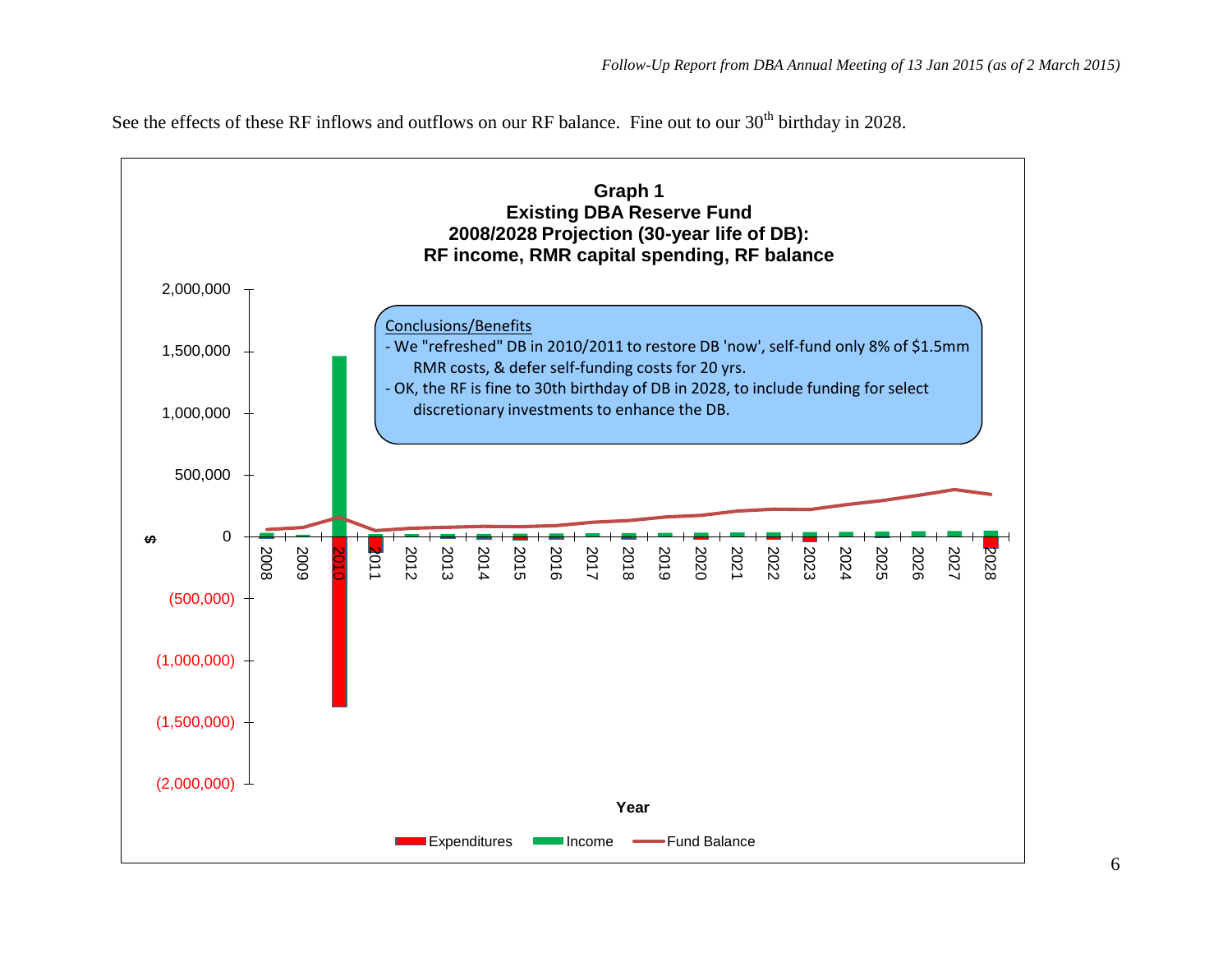See the effects of these RF inflows and outflows on our RF balance. Fine out to our 30th birthday in 2028.

**Graph 1**
**Existing DBA Reserve Fund**
**2008/2028 Projection (30-year life of DB):**
**RF income, RMR capital spending, RF balance**

Conclusions/Benefits

- We "refreshed" DB in 2010/2011 to restore DB 'now', self-fund only 8% of $1.5mm RMR costs, & defer self-funding costs for 20 yrs.
- OK, the RF is fine to 30th birthday of DB in 2028, to include funding for select discretionary investments to enhance the DB.

$ axis: 2,000,000; 1,500,000; 1,000,000; 500,000; 0; (500,000); (1,000,000); (1,500,000); (2,000,000)

Year: 2008 2009 2010 2011 2012 2013 2014 2015 2016 2017 2018 2019 2020 2021 2022 2023 2024 2025 2026 2027 2028

Legend: Expenditures, Income, Fund Balance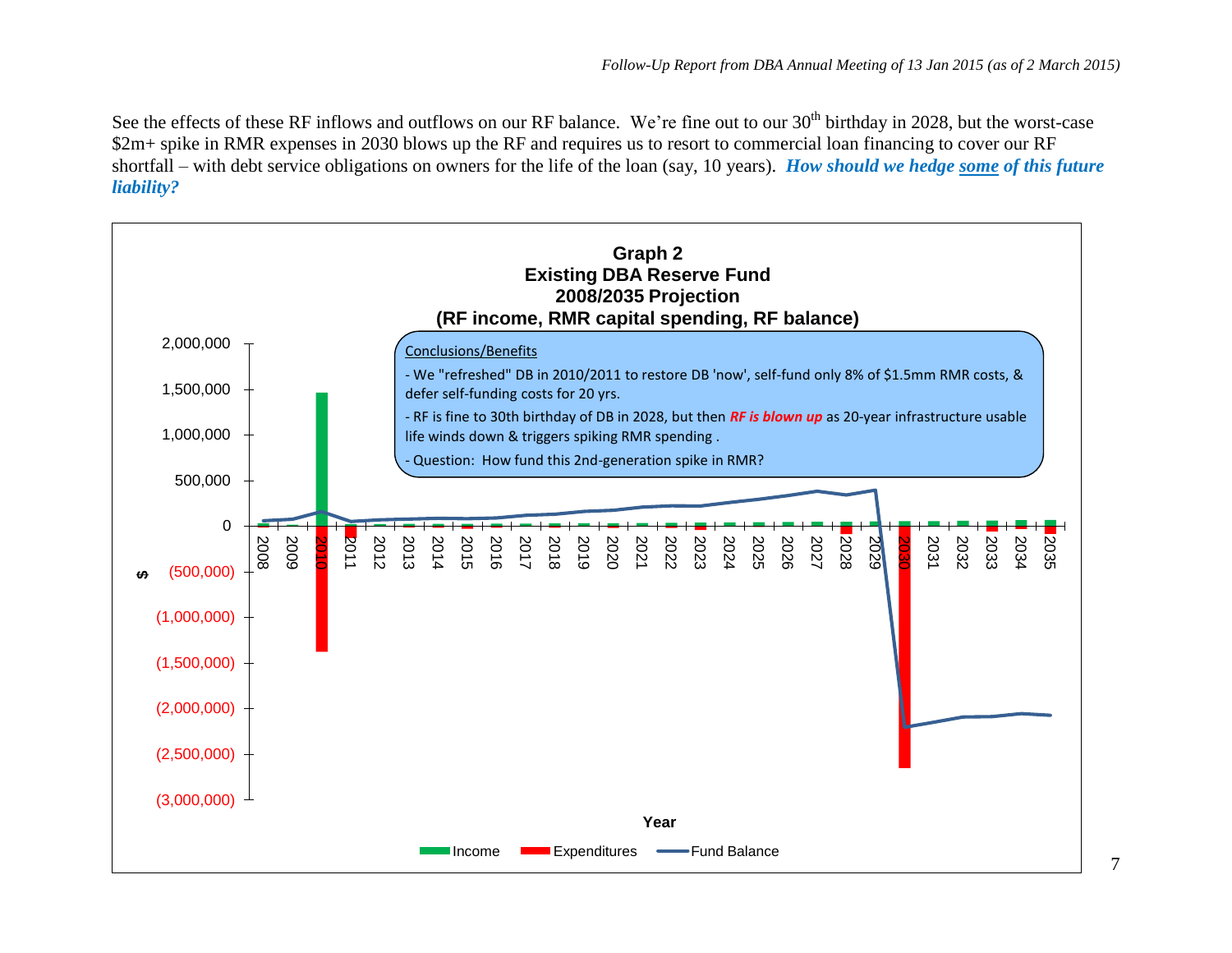See the effects of these RF inflows and outflows on our RF balance. We're fine out to our 30th birthday in 2028, but the worst-case \$2m+ spike in RMR expenses in 2030 blows up the RF and requires us to resort to commercial loan financing to cover our RF shortfall – with debt service obligations on owners for the life of the loan (say, 10 years). ***How should we hedge <u>some</u> of this future liability?***

**Graph 2**
**Existing DBA Reserve Fund**
**2008/2035 Projection**
**(RF income, RMR capital spending, RF balance)**

Conclusions/Benefits

- We "refreshed" DB in 2010/2011 to restore DB 'now', self-fund only 8% of \$1.5mm RMR costs, & defer self-funding costs for 20 yrs.
- RF is fine to 30th birthday of DB in 2028, but then ***RF is blown up*** as 20-year infrastructure usable life winds down & triggers spiking RMR spending .
- Question: How fund this 2nd-generation spike in RMR?

Year

Income | Expenditures | Fund Balance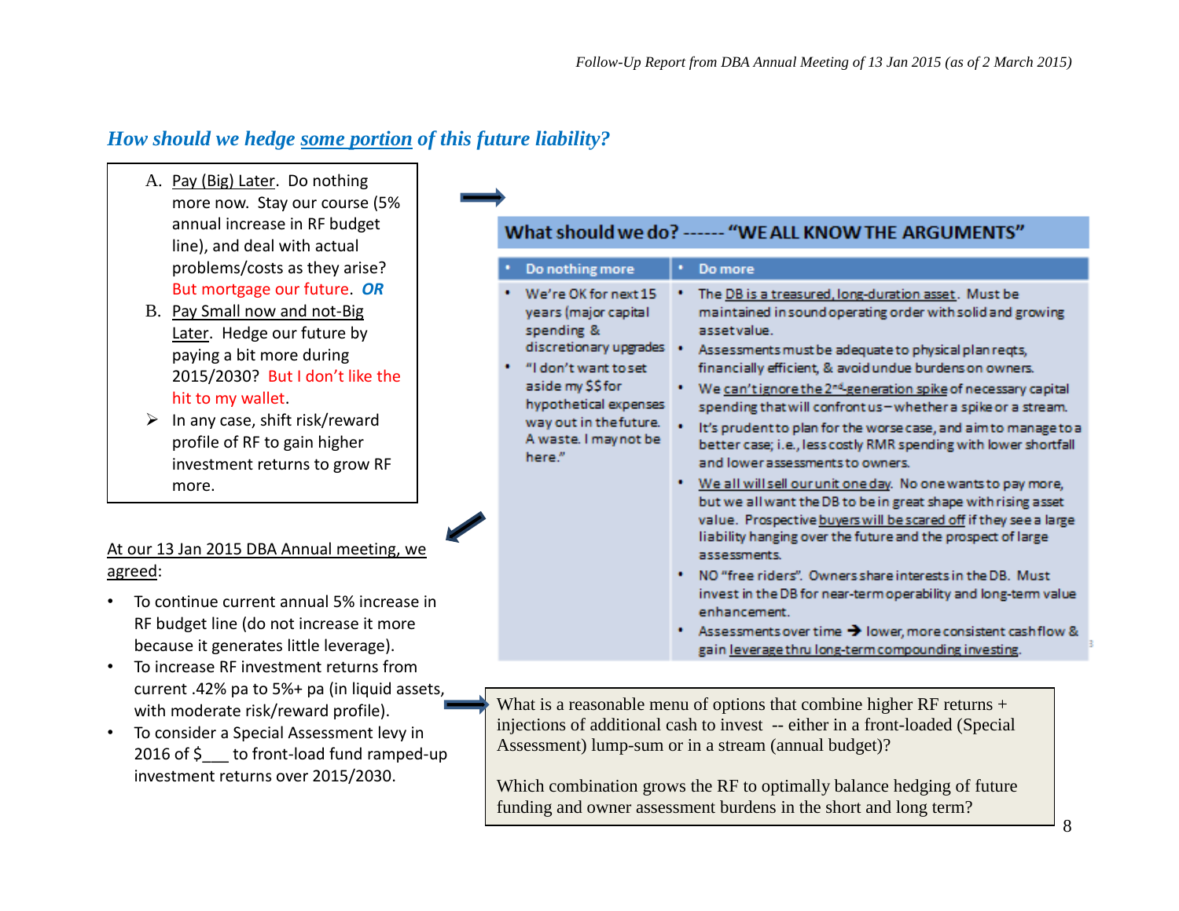## *How should we hedge <u>some portion</u> of this future liability?*

A. <u>Pay (Big) Later</u>. Do nothing more now. Stay our course (5% annual increase in RF budget line), and deal with actual problems/costs as they arise? But mortgage our future. ***OR***

B. <u>Pay Small now and not-Big Later</u>. Hedge our future by paying a bit more during 2015/2030? But I don't like the hit to my wallet.

- In any case, shift risk/reward profile of RF to gain higher investment returns to grow RF more.

<u>At our 13 Jan 2015 DBA Annual meeting, we agreed</u>:

- To continue current annual 5% increase in RF budget line (do not increase it more because it generates little leverage).
- To increase RF investment returns from current .42% pa to 5%+ pa (in liquid assets, with moderate risk/reward profile).
- To consider a Special Assessment levy in 2016 of $___ to front-load fund ramped-up investment returns over 2015/2030.

**What should we do? ------ "WE ALL KNOW THE ARGUMENTS"**

| • Do nothing more | • Do more |
|---|---|
| • We're OK for next 15 years (major capital spending & discretionary upgrades<br>• "I don't want to set aside my $$ for hypothetical expenses way out in the future. A waste. I may not be here." | • The <u>DB is a treasured, long-duration asset</u>. Must be maintained in sound operating order with solid and growing asset value.<br>• Assessments must be adequate to physical plan reqts, financially efficient, & avoid undue burdens on owners.<br>• We <u>can't ignore the 2nd-generation spike</u> of necessary capital spending that will confront us – whether a spike or a stream.<br>• It's prudent to plan for the worse case, and aim to manage to a better case; i.e., less costly RMR spending with lower shortfall and lower assessments to owners.<br>• <u>We all will sell our unit one day</u>. No one wants to pay more, but we all want the DB to be in great shape with rising asset value. Prospective <u>buyers will be scared off</u> if they see a large liability hanging over the future and the prospect of large assessments.<br>• NO "free riders". Owners share interests in the DB. Must invest in the DB for near-term operability and long-term value enhancement.<br>• Assessments over time → lower, more consistent cash flow & gain <u>leverage thru long-term compounding investing</u>. |

What is a reasonable menu of options that combine higher RF returns + injections of additional cash to invest -- either in a front-loaded (Special Assessment) lump-sum or in a stream (annual budget)?

Which combination grows the RF to optimally balance hedging of future funding and owner assessment burdens in the short and long term?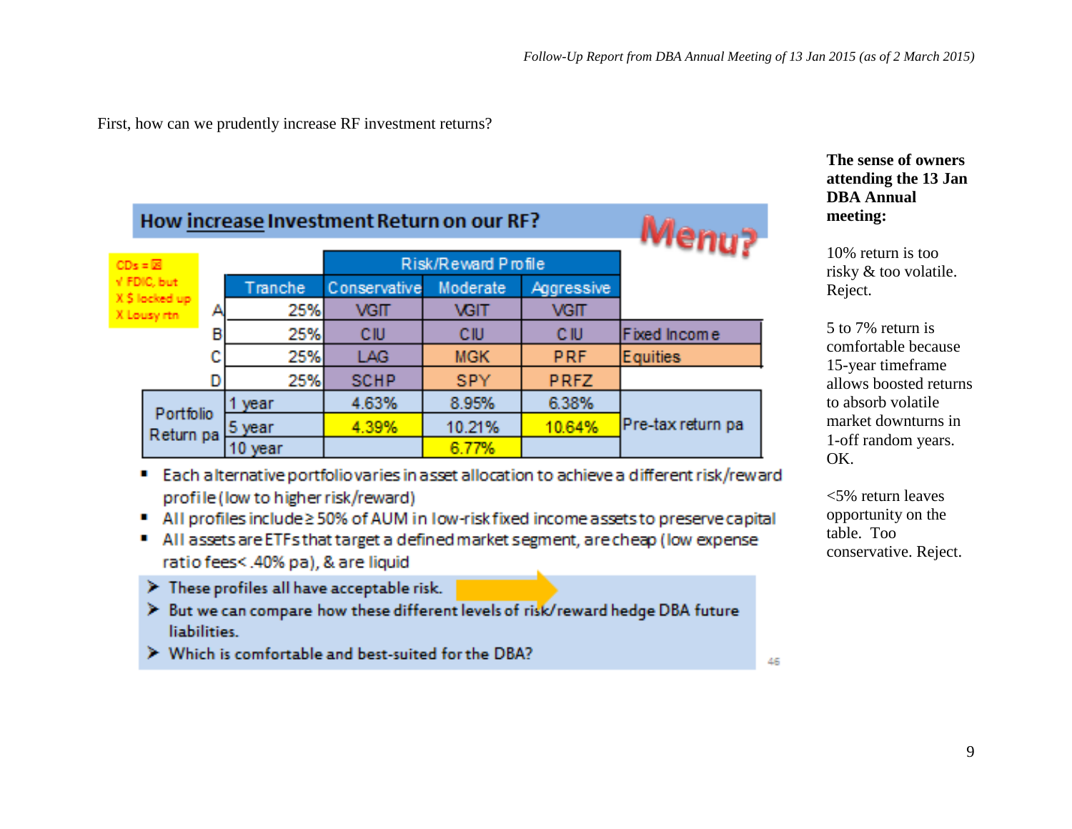First, how can we prudently increase RF investment returns?

## How increase Investment Return on our RF?

Menu?

CDs = ☒
√ FDIC, but
X $ locked up
X Lousy rtn

| | Tranche | Conservative | Moderate | Aggressive | |
|---|---|---|---|---|---|
| | | Risk/Reward Profile | | | |
| A | 25% | VGIT | VGIT | VGIT | |
| B | 25% | CIU | CIU | CIU | Fixed Income |
| C | 25% | LAG | MGK | PRF | Equities |
| D | 25% | SCHP | SPY | PRFZ | |
| Portfolio Return pa | 1 year | 4.63% | 8.95% | 6.38% | Pre-tax return pa |
| | 5 year | 4.39% | 10.21% | 10.64% | |
| | 10 year | | 6.77% | | |

- Each alternative portfolio varies in asset allocation to achieve a different risk/reward profile (low to higher risk/reward)
- All profiles include ≥ 50% of AUM in low-risk fixed income assets to preserve capital
- All assets are ETFs that target a defined market segment, are cheap (low expense ratio fees< .40% pa), & are liquid

> - These profiles all have acceptable risk.
> - But we can compare how these different levels of risk/reward hedge DBA future liabilities.
> - Which is comfortable and best-suited for the DBA?

46

**The sense of owners attending the 13 Jan DBA Annual meeting:**

10% return is too risky & too volatile. Reject.

5 to 7% return is comfortable because 15-year timeframe allows boosted returns to absorb volatile market downturns in 1-off random years. OK.

<5% return leaves opportunity on the table. Too conservative. Reject.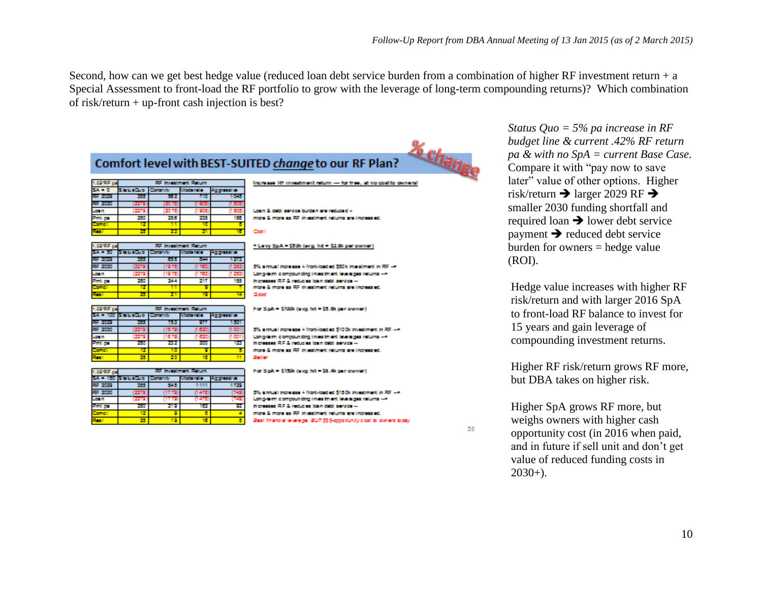Second, how can we get best hedge value (reduced loan debt service burden from a combination of higher RF investment return + a Special Assessment to front-load the RF portfolio to grow with the leverage of long-term compounding returns)? Which combination of risk/return + up-front cash injection is best?

## Comfort level with BEST-SUITED *change* to our RF Plan? *% change*

| 1.05*RF pa | RF Investment Return | | | |
|---|---|---|---|---|
| SA = 0 | StatusQuo | Conserv | Moderate | Aggressive |
| RF 2029 | 385 | 562 | 710 | 1045 |
| RF 2030 | (2279) | (2076) | (1905) | (1505) |
| Loan | (2279) | (2076) | (1905) | (1505) |
| Pmt pa | 280 | 256 | 235 | 186 |
| Comcl | 12 | 11 | 10 | 8 |
| Resi | 25 | 23 | 21 | 16 |

Increase RF investment return — for free, at no cost to owners!

Loan & debt service burden are reduced – more & more as RF investment returns are increased.

*Cool!*

| 1.05*RF pa | RF Investment Return | | | |
|---|---|---|---|---|
| SA = 50 | StatusQuo | Conserv | Moderate | Aggressive |
| RF 2029 | 385 | 658 | 844 | 1272 |
| RF 2030 | (2279) | (1978) | (1763) | (1253) |
| Loan | (2279) | (1978) | (1763) | (1253) |
| Pmt pa | 280 | 244 | 217 | 155 |
| Comcl | 12 | 11 | 9 | 7 |
| Resi | 25 | 21 | 19 | 14 |

+ Levy SpA = $50k (avg. hit = $2.8k per owner)

5% annual increase + front-loaded $50k investment in RF → Long-term compounding investment leverages returns → Increases RF & reduces loan debt service – more & more as RF investment returns are increased.

*Good*

| 1.05*RF pa | RF Investment Return | | | |
|---|---|---|---|---|
| SA = 100 | StatusQuo | Conserv | Moderate | Aggressive |
| RF 2029 | 385 | 753 | 977 | 1501 |
| RF 2030 | (2279) | (1879) | (1620) | (1001) |
| Loan | (2279) | (1879) | (1620) | (1001) |
| Pmt pa | 280 | 232 | 200 | 123 |
| Comcl | 12 | 10 | 9 | 5 |
| Resi | 25 | 20 | 18 | 11 |

For SpA = $100k (avg hit = $5.6k per owner)

5% annual increase + front-loaded $100k investment in RF → Long-term compounding investment leverages returns → Increases RF & reduces loan debt service – more & more as RF investment returns are increased.

*Better*

| 1.05*RF pa | RF Investment Return | | | |
|---|---|---|---|---|
| SA = 150 | StatusQuo | Conserv | Moderate | Aggressive |
| RF 2029 | 385 | 848 | 1111 | 1729 |
| RF 2030 | (2279) | (1779) | (1478) | (749) |
| Loan | (2279) | (1779) | (1478) | (749) |
| Pmt pa | 280 | 219 | 182 | 92 |
| Comcl | 12 | 9 | 8 | 4 |
| Resi | 25 | 19 | 16 | 8 |

For SpA = $150k (avg hit = $8.4k per owner)

5% annual increase + front-loaded $150k investment in RF → Long-term compounding investment leverages returns → Increases RF & reduces loan debt service – more & more as RF investment returns are increased.

*Best financial leverage, BUT $$$-opportunity cost to owners today*

*Status Quo = 5% pa increase in RF budget line & current .42% RF return pa & with no SpA = current Base Case.* Compare it with "pay now to save later" value of other options. Higher risk/return ➔ larger 2029 RF ➔ smaller 2030 funding shortfall and required loan ➔ lower debt service payment ➔ reduced debt service burden for owners = hedge value (ROI).

Hedge value increases with higher RF risk/return and with larger 2016 SpA to front-load RF balance to invest for 15 years and gain leverage of compounding investment returns.

Higher RF risk/return grows RF more, but DBA takes on higher risk.

Higher SpA grows RF more, but weighs owners with higher cash opportunity cost (in 2016 when paid, and in future if sell unit and don't get value of reduced funding costs in 2030+).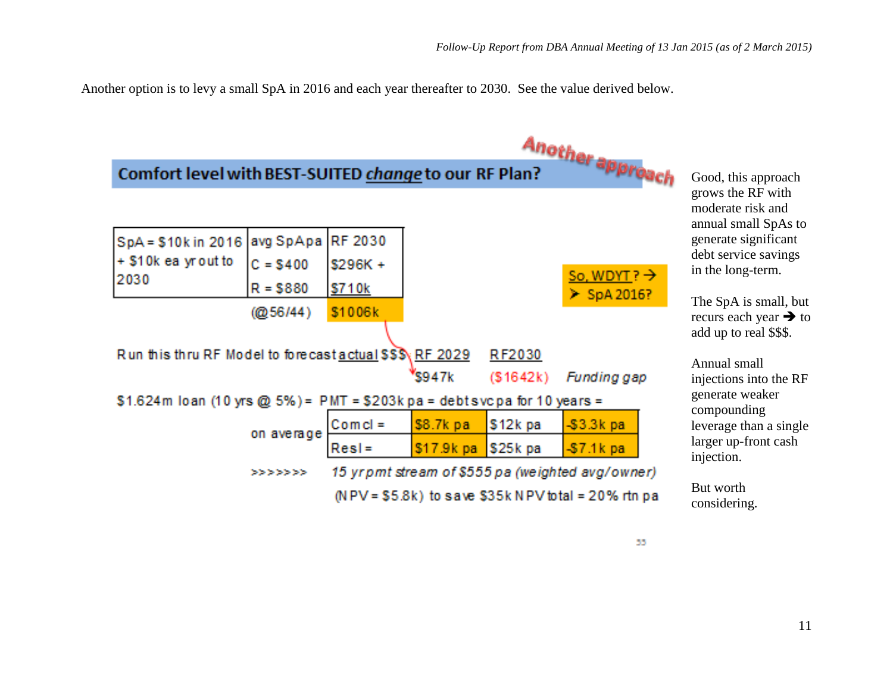Another option is to levy a small SpA in 2016 and each year thereafter to 2030. See the value derived below.

**Another approach**

**Comfort level with BEST-SUITED *change* to our RF Plan?**

| SpA = \$10k in 2016 + \$10k ea yr out to 2030 | avg SpA pa C = \$400 R = \$880 | RF 2030 \$296K + \$710k |
|---|---|---|
| | (@56/44) | \$1006k |

So, WDYT? → 
➢ SpA 2016?

Run this thru RF Model to forecast actual \$\$\$ RF 2029 \$947k RF2030 (\$1642k) *Funding gap*

\$1.624m loan (10 yrs @ 5%) = PMT = \$203k pa = debt svc pa for 10 years =

| on average | Comcl = | \$8.7k pa | \$12k pa | -\$3.3k pa |
|---|---|---|---|---|
| | Resl = | \$17.9k pa | \$25k pa | -\$7.1k pa |

>>>>>>> *15 yr pmt stream of \$555 pa (weighted avg/owner)*

(NPV = \$5.8k) to save \$35k NPV total = 20% rtn pa

55

Good, this approach grows the RF with moderate risk and annual small SpAs to generate significant debt service savings in the long-term.

The SpA is small, but recurs each year → to add up to real \$\$\$.

Annual small injections into the RF generate weaker compounding leverage than a single larger up-front cash injection.

But worth considering.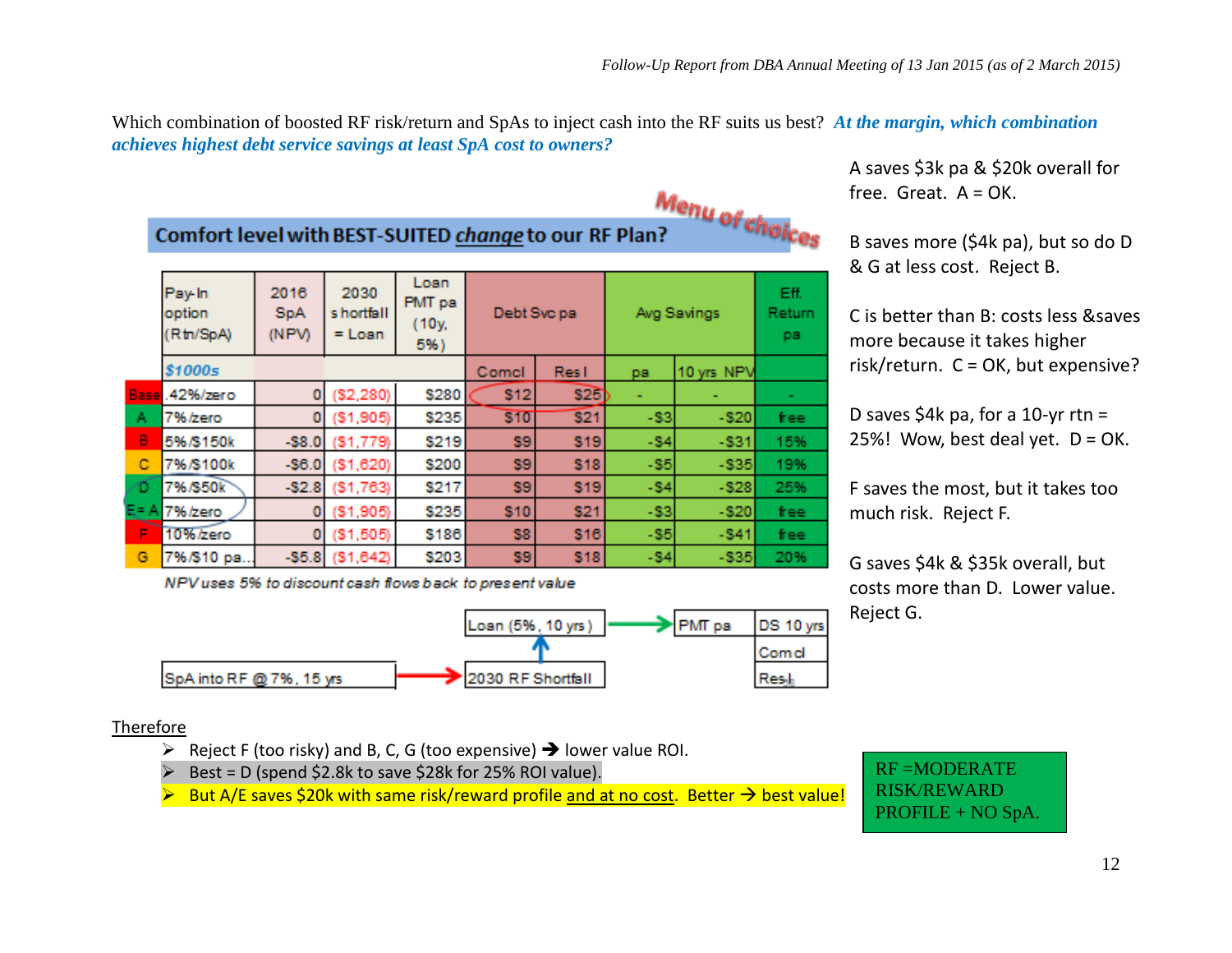Which combination of boosted RF risk/return and SpAs to inject cash into the RF suits us best? ***At the margin, which combination achieves highest debt service savings at least SpA cost to owners?***

**Comfort level with BEST-SUITED *change* to our RF Plan?** Menu of choices

| | Pay-In option (Rtn/SpA) | 2016 SpA (NPV) | 2030 shortfall = Loan | Loan PMT pa (10y, 5%) | Debt Svc pa | | Avg Savings | | Eff. Return pa |
|---|---|---|---|---|---|---|---|---|---|
| | *$1000s* | | | | Comcl | Res l | pa | 10 yrs NPV | |
| Base | .42%/zero | 0 | ($2,280) | $280 | $12 | $25 | - | - | - |
| A | 7%/zero | 0 | ($1,905) | $235 | $10 | $21 | -$3 | -$20 | free |
| B | 5%/$150k | -$8.0 | ($1,779) | $219 | $9 | $19 | -$4 | -$31 | 15% |
| C | 7%/$100k | -$6.0 | ($1,620) | $200 | $9 | $18 | -$5 | -$35 | 19% |
| D | 7%/$50k | -$2.8 | ($1,763) | $217 | $9 | $19 | -$4 | -$28 | 25% |
| E= A | 7%/zero | 0 | ($1,905) | $235 | $10 | $21 | -$3 | -$20 | free |
| F | 10%/zero | 0 | ($1,505) | $186 | $8 | $16 | -$5 | -$41 | free |
| G | 7%/$10 pa... | -$5.8 | ($1,642) | $203 | $9 | $18 | -$4 | -$35 | 20% |

*NPV uses 5% to discount cash flows back to present value*

SpA into RF @ 7%, 15 yrs → 2030 RF Shortfall → Loan (5%, 10 yrs) → PMT pa → DS 10 yrs: Comcl, Resl

A saves $3k pa & $20k overall for free. Great. A = OK.

B saves more ($4k pa), but so do D & G at less cost. Reject B.

C is better than B: costs less &saves more because it takes higher risk/return. C = OK, but expensive?

D saves $4k pa, for a 10-yr rtn = 25%! Wow, best deal yet. D = OK.

F saves the most, but it takes too much risk. Reject F.

G saves $4k & $35k overall, but costs more than D. Lower value. Reject G.

<u>Therefore</u>

- Reject F (too risky) and B, C, G (too expensive) ➔ lower value ROI.
- Best = D (spend $2.8k to save $28k for 25% ROI value).
- But A/E saves $20k with same risk/reward profile <u>and at no cost</u>. Better → best value!

RF =MODERATE RISK/REWARD PROFILE + NO SpA.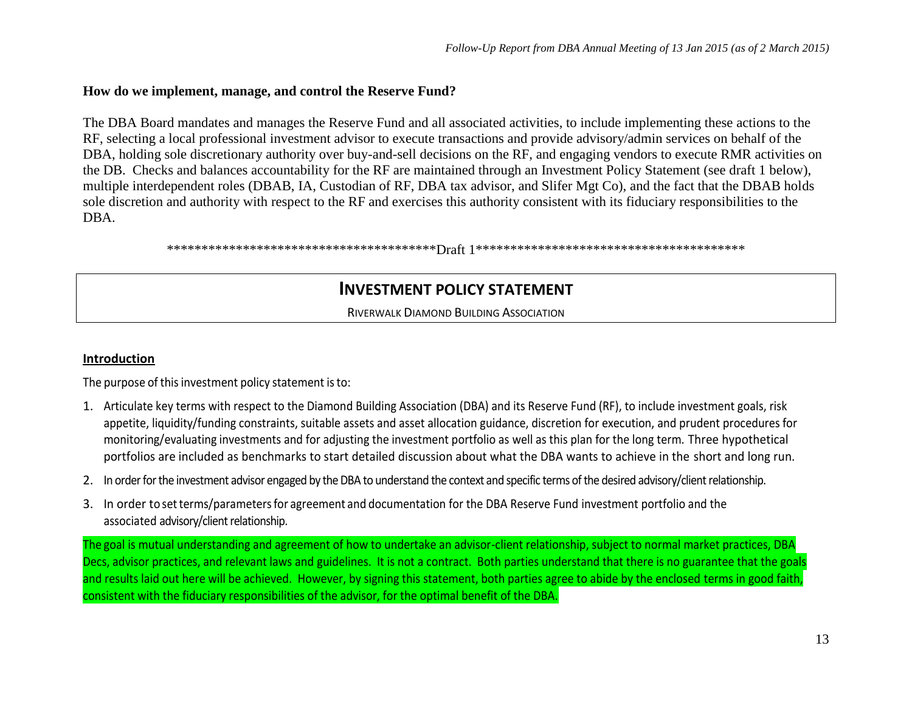**How do we implement, manage, and control the Reserve Fund?**

The DBA Board mandates and manages the Reserve Fund and all associated activities, to include implementing these actions to the RF, selecting a local professional investment advisor to execute transactions and provide advisory/admin services on behalf of the DBA, holding sole discretionary authority over buy-and-sell decisions on the RF, and engaging vendors to execute RMR activities on the DB. Checks and balances accountability for the RF are maintained through an Investment Policy Statement (see draft 1 below), multiple interdependent roles (DBAB, IA, Custodian of RF, DBA tax advisor, and Slifer Mgt Co), and the fact that the DBAB holds sole discretion and authority with respect to the RF and exercises this authority consistent with its fiduciary responsibilities to the DBA.

****************************************Draft 1****************************************

# INVESTMENT POLICY STATEMENT

RIVERWALK DIAMOND BUILDING ASSOCIATION

**Introduction**

The purpose of this investment policy statement is to:

1. Articulate key terms with respect to the Diamond Building Association (DBA) and its Reserve Fund (RF), to include investment goals, risk appetite, liquidity/funding constraints, suitable assets and asset allocation guidance, discretion for execution, and prudent procedures for monitoring/evaluating investments and for adjusting the investment portfolio as well as this plan for the long term. Three hypothetical portfolios are included as benchmarks to start detailed discussion about what the DBA wants to achieve in the short and long run.
2. In order for the investment advisor engaged by the DBA to understand the context and specific terms of the desired advisory/client relationship.
3. In order to set terms/parameters for agreement and documentation for the DBA Reserve Fund investment portfolio and the associated advisory/client relationship.

The goal is mutual understanding and agreement of how to undertake an advisor-client relationship, subject to normal market practices, DBA Decs, advisor practices, and relevant laws and guidelines. It is not a contract. Both parties understand that there is no guarantee that the goals and results laid out here will be achieved. However, by signing this statement, both parties agree to abide by the enclosed terms in good faith, consistent with the fiduciary responsibilities of the advisor, for the optimal benefit of the DBA.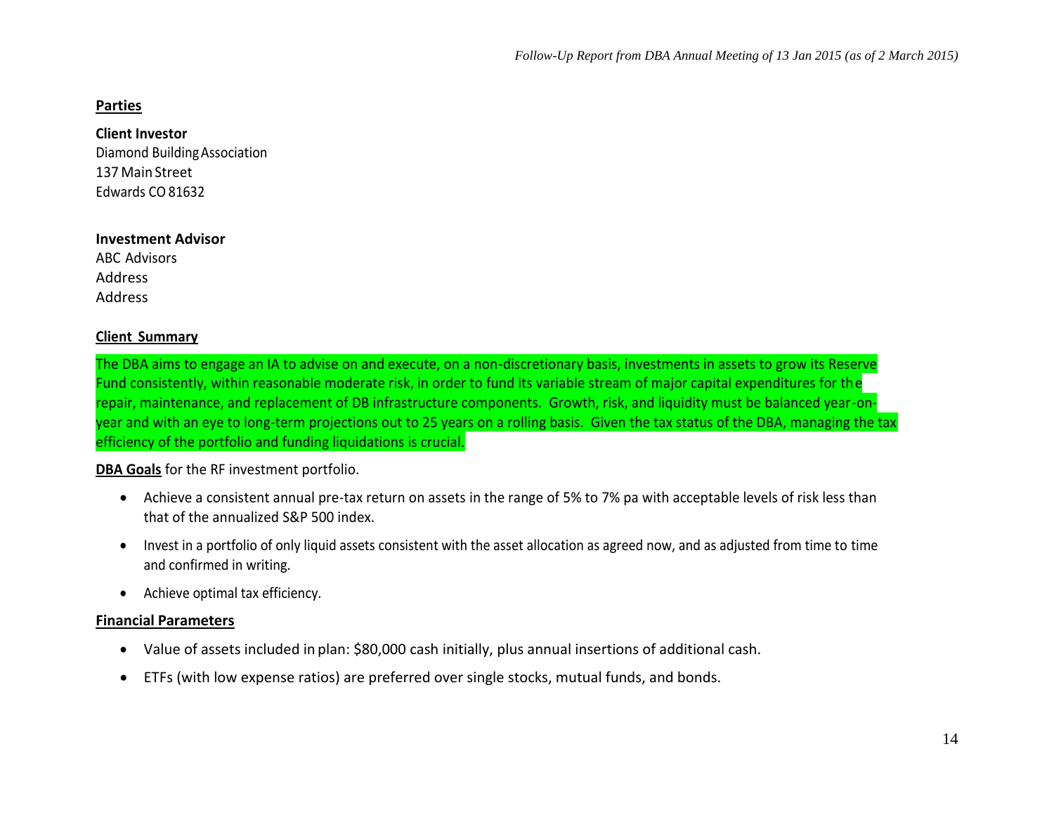**Parties**

**Client Investor**
Diamond Building Association
137 Main Street
Edwards CO 81632

**Investment Advisor**
ABC Advisors
Address
Address

**Client Summary**

The DBA aims to engage an IA to advise on and execute, on a non-discretionary basis, investments in assets to grow its Reserve Fund consistently, within reasonable moderate risk, in order to fund its variable stream of major capital expenditures for the repair, maintenance, and replacement of DB infrastructure components. Growth, risk, and liquidity must be balanced year-on-year and with an eye to long-term projections out to 25 years on a rolling basis. Given the tax status of the DBA, managing the tax efficiency of the portfolio and funding liquidations is crucial.

**DBA Goals** for the RF investment portfolio.

- Achieve a consistent annual pre-tax return on assets in the range of 5% to 7% pa with acceptable levels of risk less than that of the annualized S&P 500 index.
- Invest in a portfolio of only liquid assets consistent with the asset allocation as agreed now, and as adjusted from time to time and confirmed in writing.
- Achieve optimal tax efficiency.

**Financial Parameters**

- Value of assets included in plan: $80,000 cash initially, plus annual insertions of additional cash.
- ETFs (with low expense ratios) are preferred over single stocks, mutual funds, and bonds.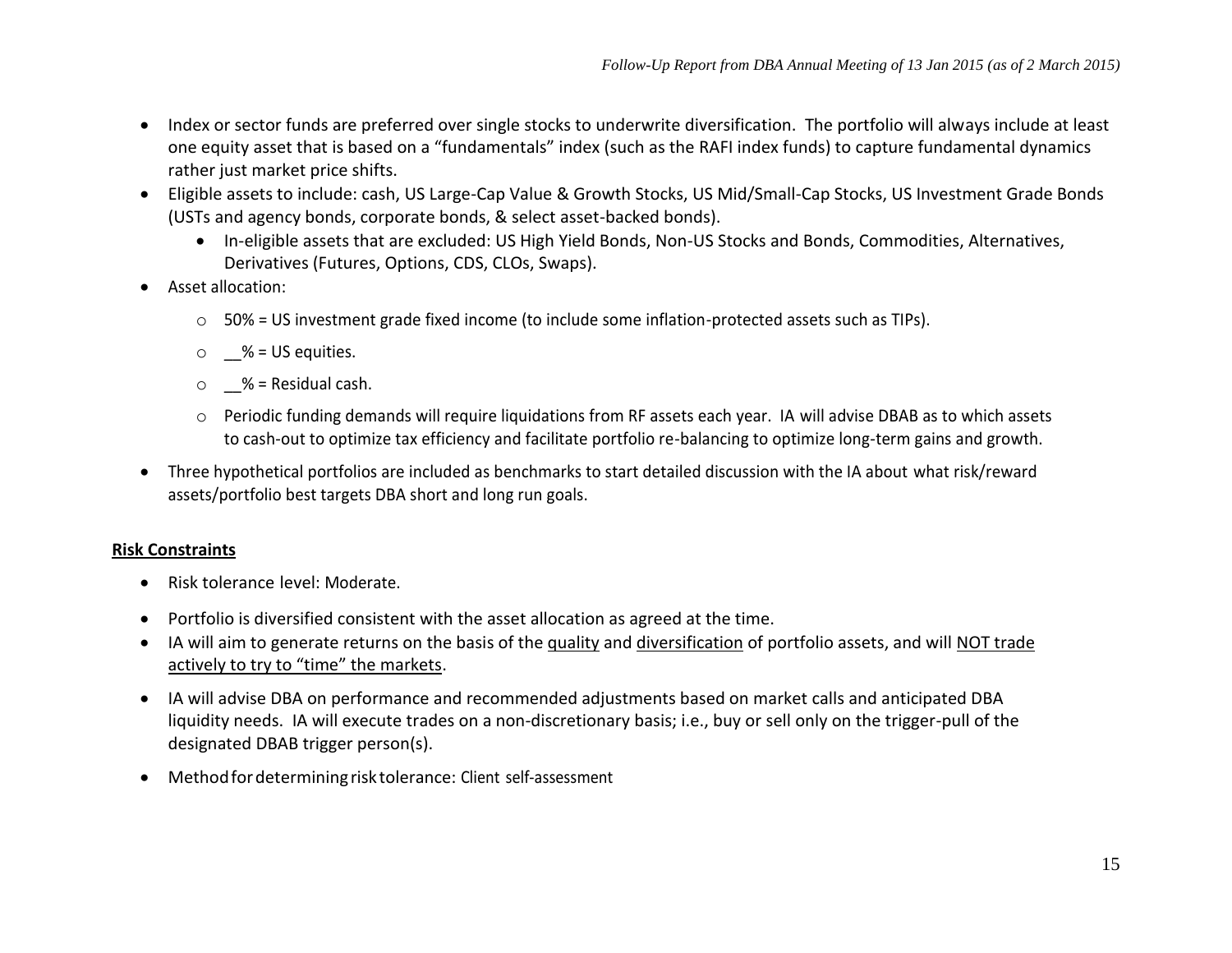- Index or sector funds are preferred over single stocks to underwrite diversification. The portfolio will always include at least one equity asset that is based on a "fundamentals" index (such as the RAFI index funds) to capture fundamental dynamics rather just market price shifts.
- Eligible assets to include: cash, US Large-Cap Value & Growth Stocks, US Mid/Small-Cap Stocks, US Investment Grade Bonds (USTs and agency bonds, corporate bonds, & select asset-backed bonds).
  - In-eligible assets that are excluded: US High Yield Bonds, Non-US Stocks and Bonds, Commodities, Alternatives, Derivatives (Futures, Options, CDS, CLOs, Swaps).
- Asset allocation:
  - 50% = US investment grade fixed income (to include some inflation-protected assets such as TIPs).
  - __% = US equities.
  - __% = Residual cash.
  - Periodic funding demands will require liquidations from RF assets each year. IA will advise DBAB as to which assets to cash-out to optimize tax efficiency and facilitate portfolio re-balancing to optimize long-term gains and growth.
- Three hypothetical portfolios are included as benchmarks to start detailed discussion with the IA about what risk/reward assets/portfolio best targets DBA short and long run goals.

**Risk Constraints**

- Risk tolerance level: Moderate.
- Portfolio is diversified consistent with the asset allocation as agreed at the time.
- IA will aim to generate returns on the basis of the quality and diversification of portfolio assets, and will NOT trade actively to try to "time" the markets.
- IA will advise DBA on performance and recommended adjustments based on market calls and anticipated DBA liquidity needs. IA will execute trades on a non-discretionary basis; i.e., buy or sell only on the trigger-pull of the designated DBAB trigger person(s).
- Method for determining risk tolerance: Client self-assessment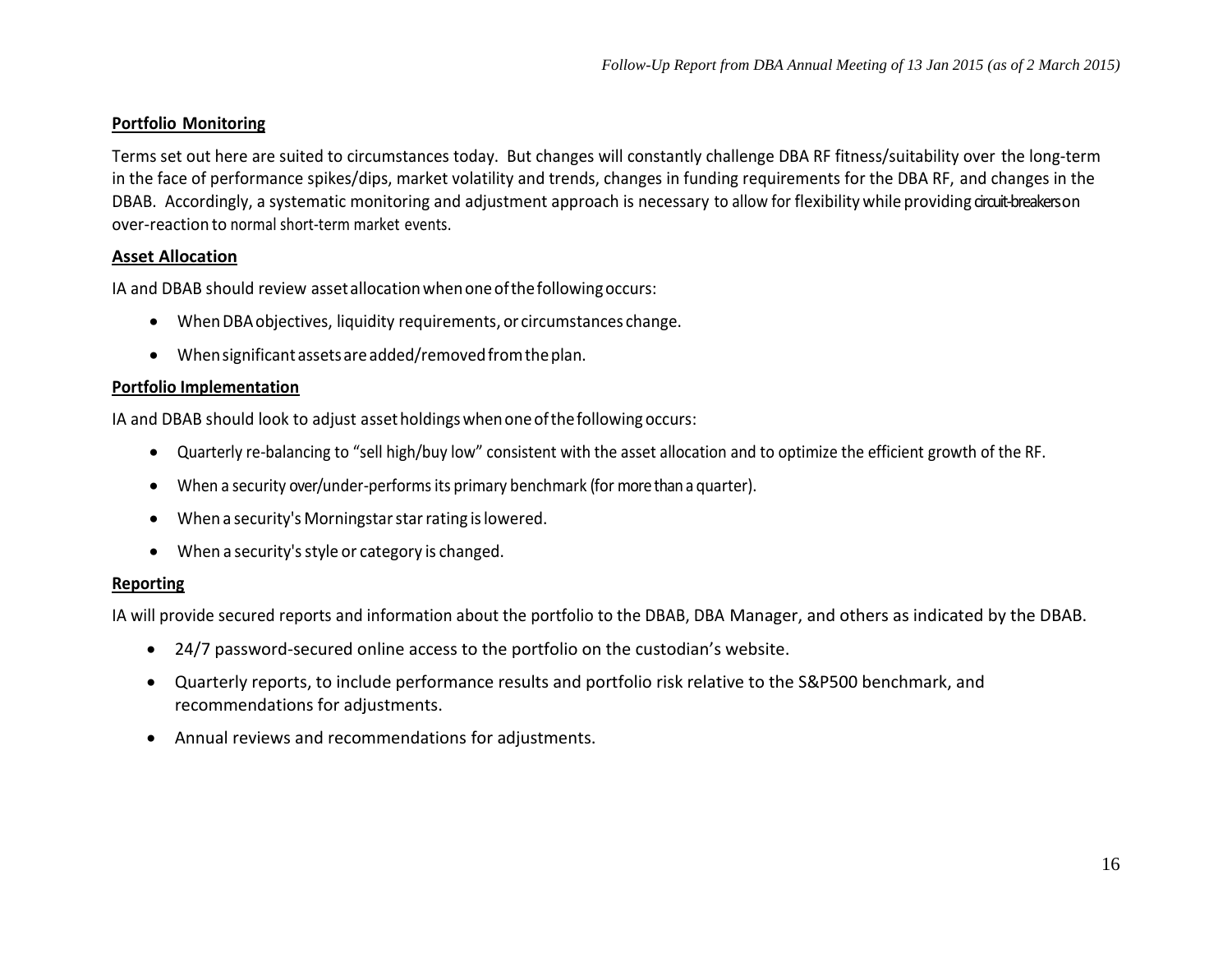### Portfolio Monitoring

Terms set out here are suited to circumstances today. But changes will constantly challenge DBA RF fitness/suitability over the long-term in the face of performance spikes/dips, market volatility and trends, changes in funding requirements for the DBA RF, and changes in the DBAB. Accordingly, a systematic monitoring and adjustment approach is necessary to allow for flexibility while providing circuit-breakers on over-reaction to normal short-term market events.

### Asset Allocation

IA and DBAB should review asset allocation when one of the following occurs:

- When DBA objectives, liquidity requirements, or circumstances change.
- When significant assets are added/removed from the plan.

### Portfolio Implementation

IA and DBAB should look to adjust asset holdings when one of the following occurs:

- Quarterly re-balancing to "sell high/buy low" consistent with the asset allocation and to optimize the efficient growth of the RF.
- When a security over/under-performs its primary benchmark (for more than a quarter).
- When a security's Morningstar star rating is lowered.
- When a security's style or category is changed.

### Reporting

IA will provide secured reports and information about the portfolio to the DBAB, DBA Manager, and others as indicated by the DBAB.

- 24/7 password-secured online access to the portfolio on the custodian's website.
- Quarterly reports, to include performance results and portfolio risk relative to the S&P500 benchmark, and recommendations for adjustments.
- Annual reviews and recommendations for adjustments.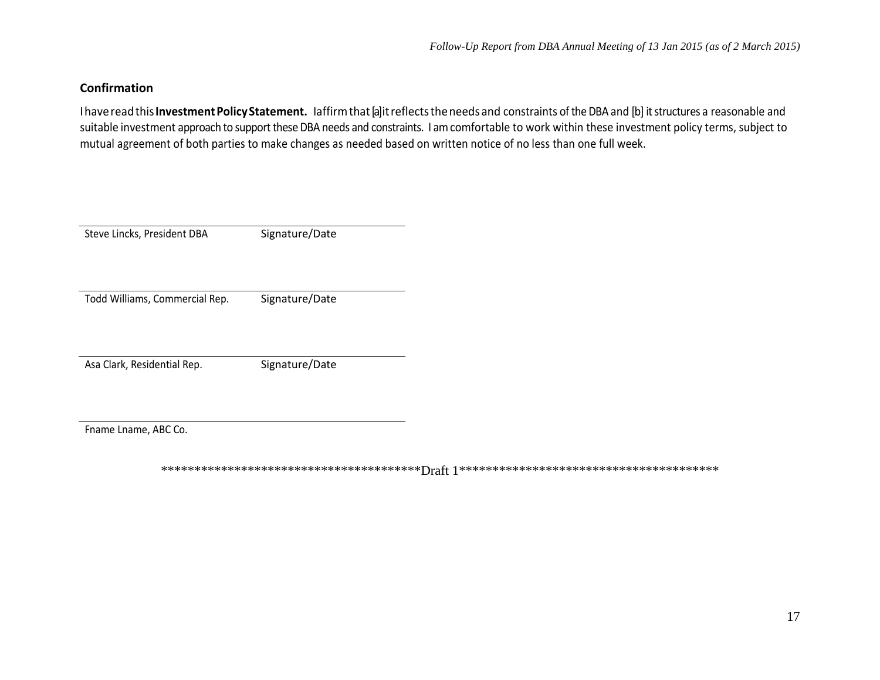## Confirmation

I have read this **Investment Policy Statement.** I affirm that [a] it reflects the needs and constraints of the DBA and [b] it structures a reasonable and suitable investment approach to support these DBA needs and constraints. I am comfortable to work within these investment policy terms, subject to mutual agreement of both parties to make changes as needed based on written notice of no less than one full week.

\_\_\_\_\_\_\_\_\_\_\_\_\_\_\_\_\_\_\_\_\_\_\_\_\_\_\_\_\_\_\_\_\_\_\_\_\_\_\_\_\_\_\_\_\_\_\_\_

Steve Lincks, President DBA    Signature/Date

\_\_\_\_\_\_\_\_\_\_\_\_\_\_\_\_\_\_\_\_\_\_\_\_\_\_\_\_\_\_\_\_\_\_\_\_\_\_\_\_\_\_\_\_\_\_\_\_

Todd Williams, Commercial Rep.    Signature/Date

\_\_\_\_\_\_\_\_\_\_\_\_\_\_\_\_\_\_\_\_\_\_\_\_\_\_\_\_\_\_\_\_\_\_\_\_\_\_\_\_\_\_\_\_\_\_\_\_

Asa Clark, Residential Rep.    Signature/Date

\_\_\_\_\_\_\_\_\_\_\_\_\_\_\_\_\_\_\_\_\_\_\_\_\_\_\_\_\_\_\_\_\_\_\_\_\_\_\_\_\_\_\_\_\_\_\_\_

Fname Lname, ABC Co.

**************************************Draft 1**************************************